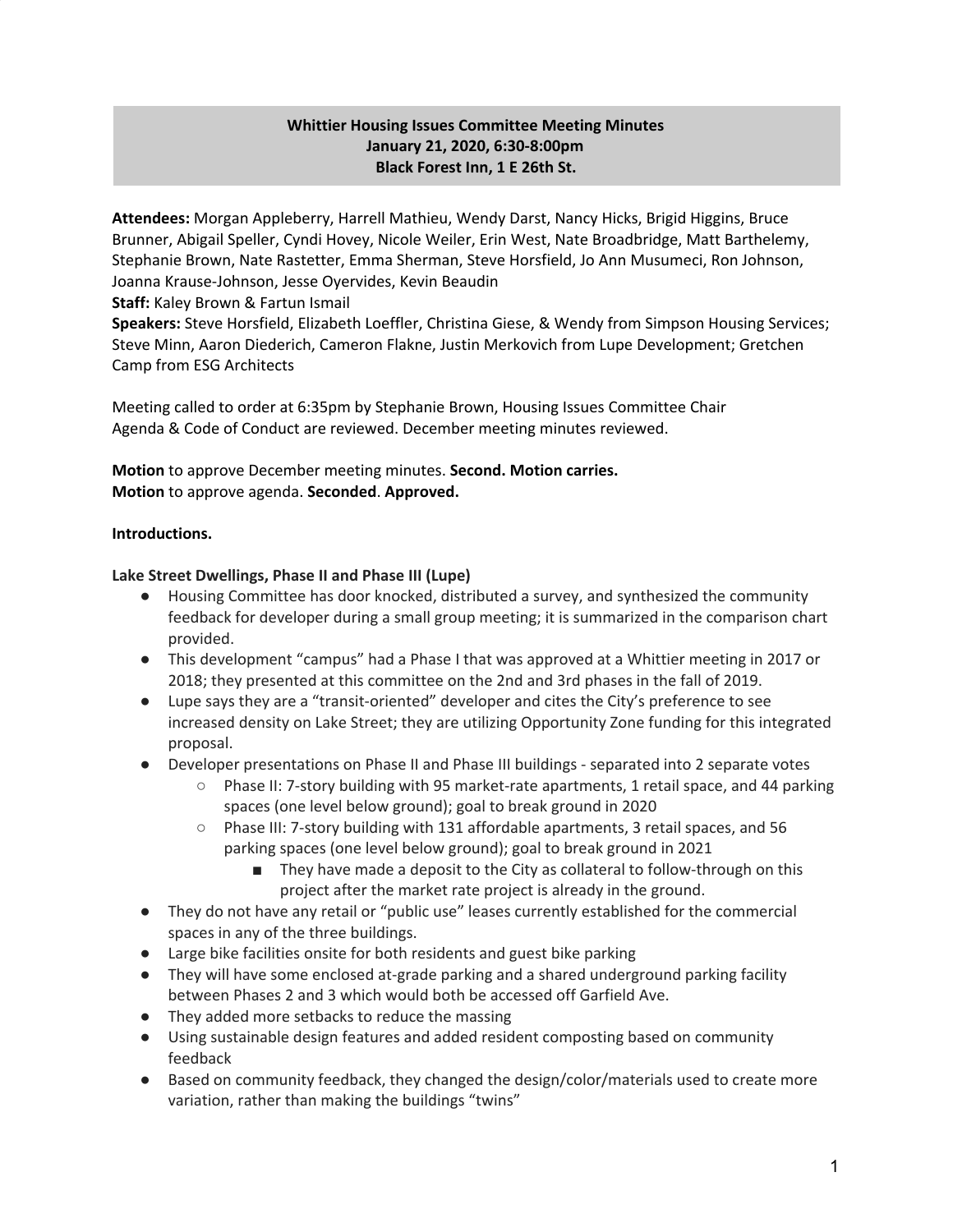**Whittier Housing Issues Committee Meeting Minutes**
**January 21, 2020, 6:30-8:00pm**
**Black Forest Inn, 1 E 26th St.**

**Attendees:** Morgan Appleberry, Harrell Mathieu, Wendy Darst, Nancy Hicks, Brigid Higgins, Bruce Brunner, Abigail Speller, Cyndi Hovey, Nicole Weiler, Erin West, Nate Broadbridge, Matt Barthelemy, Stephanie Brown, Nate Rastetter, Emma Sherman, Steve Horsfield, Jo Ann Musumeci, Ron Johnson, Joanna Krause-Johnson, Jesse Oyervides, Kevin Beaudin
**Staff:** Kaley Brown & Fartun Ismail
**Speakers:** Steve Horsfield, Elizabeth Loeffler, Christina Giese, & Wendy from Simpson Housing Services; Steve Minn, Aaron Diederich, Cameron Flakne, Justin Merkovich from Lupe Development; Gretchen Camp from ESG Architects

Meeting called to order at 6:35pm by Stephanie Brown, Housing Issues Committee Chair
Agenda & Code of Conduct are reviewed. December meeting minutes reviewed.

**Motion** to approve December meeting minutes. **Second. Motion carries.**
**Motion** to approve agenda. **Seconded**. **Approved.**

**Introductions.**

**Lake Street Dwellings, Phase II and Phase III (Lupe)**

- Housing Committee has door knocked, distributed a survey, and synthesized the community feedback for developer during a small group meeting; it is summarized in the comparison chart provided.
- This development "campus" had a Phase I that was approved at a Whittier meeting in 2017 or 2018; they presented at this committee on the 2nd and 3rd phases in the fall of 2019.
- Lupe says they are a "transit-oriented" developer and cites the City's preference to see increased density on Lake Street; they are utilizing Opportunity Zone funding for this integrated proposal.
- Developer presentations on Phase II and Phase III buildings - separated into 2 separate votes
  - Phase II: 7-story building with 95 market-rate apartments, 1 retail space, and 44 parking spaces (one level below ground); goal to break ground in 2020
  - Phase III: 7-story building with 131 affordable apartments, 3 retail spaces, and 56 parking spaces (one level below ground); goal to break ground in 2021
    - They have made a deposit to the City as collateral to follow-through on this project after the market rate project is already in the ground.
- They do not have any retail or "public use" leases currently established for the commercial spaces in any of the three buildings.
- Large bike facilities onsite for both residents and guest bike parking
- They will have some enclosed at-grade parking and a shared underground parking facility between Phases 2 and 3 which would both be accessed off Garfield Ave.
- They added more setbacks to reduce the massing
- Using sustainable design features and added resident composting based on community feedback
- Based on community feedback, they changed the design/color/materials used to create more variation, rather than making the buildings "twins"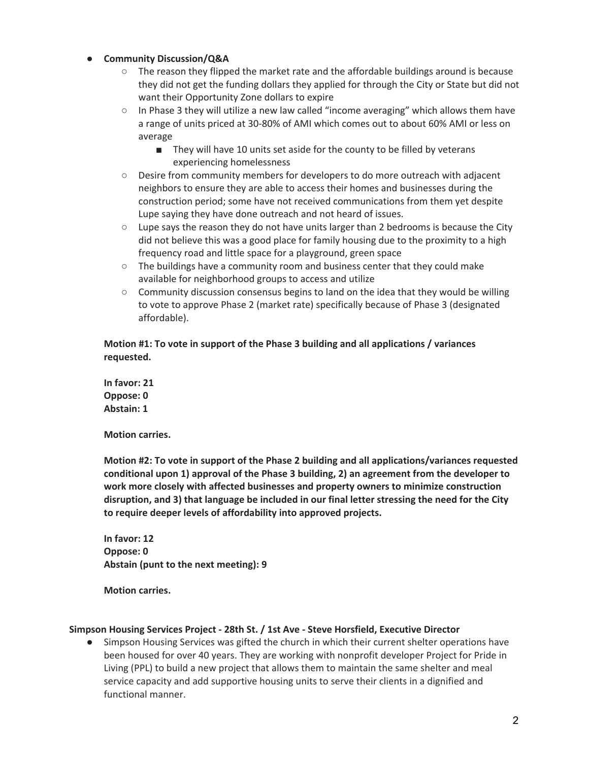- **Community Discussion/Q&A**
    - The reason they flipped the market rate and the affordable buildings around is because they did not get the funding dollars they applied for through the City or State but did not want their Opportunity Zone dollars to expire
    - In Phase 3 they will utilize a new law called "income averaging" which allows them have a range of units priced at 30-80% of AMI which comes out to about 60% AMI or less on average
        - They will have 10 units set aside for the county to be filled by veterans experiencing homelessness
    - Desire from community members for developers to do more outreach with adjacent neighbors to ensure they are able to access their homes and businesses during the construction period; some have not received communications from them yet despite Lupe saying they have done outreach and not heard of issues.
    - Lupe says the reason they do not have units larger than 2 bedrooms is because the City did not believe this was a good place for family housing due to the proximity to a high frequency road and little space for a playground, green space
    - The buildings have a community room and business center that they could make available for neighborhood groups to access and utilize
    - Community discussion consensus begins to land on the idea that they would be willing to vote to approve Phase 2 (market rate) specifically because of Phase 3 (designated affordable).

**Motion #1: To vote in support of the Phase 3 building and all applications / variances requested.**

**In favor: 21**
**Oppose: 0**
**Abstain: 1**

**Motion carries.**

**Motion #2: To vote in support of the Phase 2 building and all applications/variances requested conditional upon 1) approval of the Phase 3 building, 2) an agreement from the developer to work more closely with affected businesses and property owners to minimize construction disruption, and 3) that language be included in our final letter stressing the need for the City to require deeper levels of affordability into approved projects.**

**In favor: 12**
**Oppose: 0**
**Abstain (punt to the next meeting): 9**

**Motion carries.**

**Simpson Housing Services Project - 28th St. / 1st Ave - Steve Horsfield, Executive Director**

- Simpson Housing Services was gifted the church in which their current shelter operations have been housed for over 40 years. They are working with nonprofit developer Project for Pride in Living (PPL) to build a new project that allows them to maintain the same shelter and meal service capacity and add supportive housing units to serve their clients in a dignified and functional manner.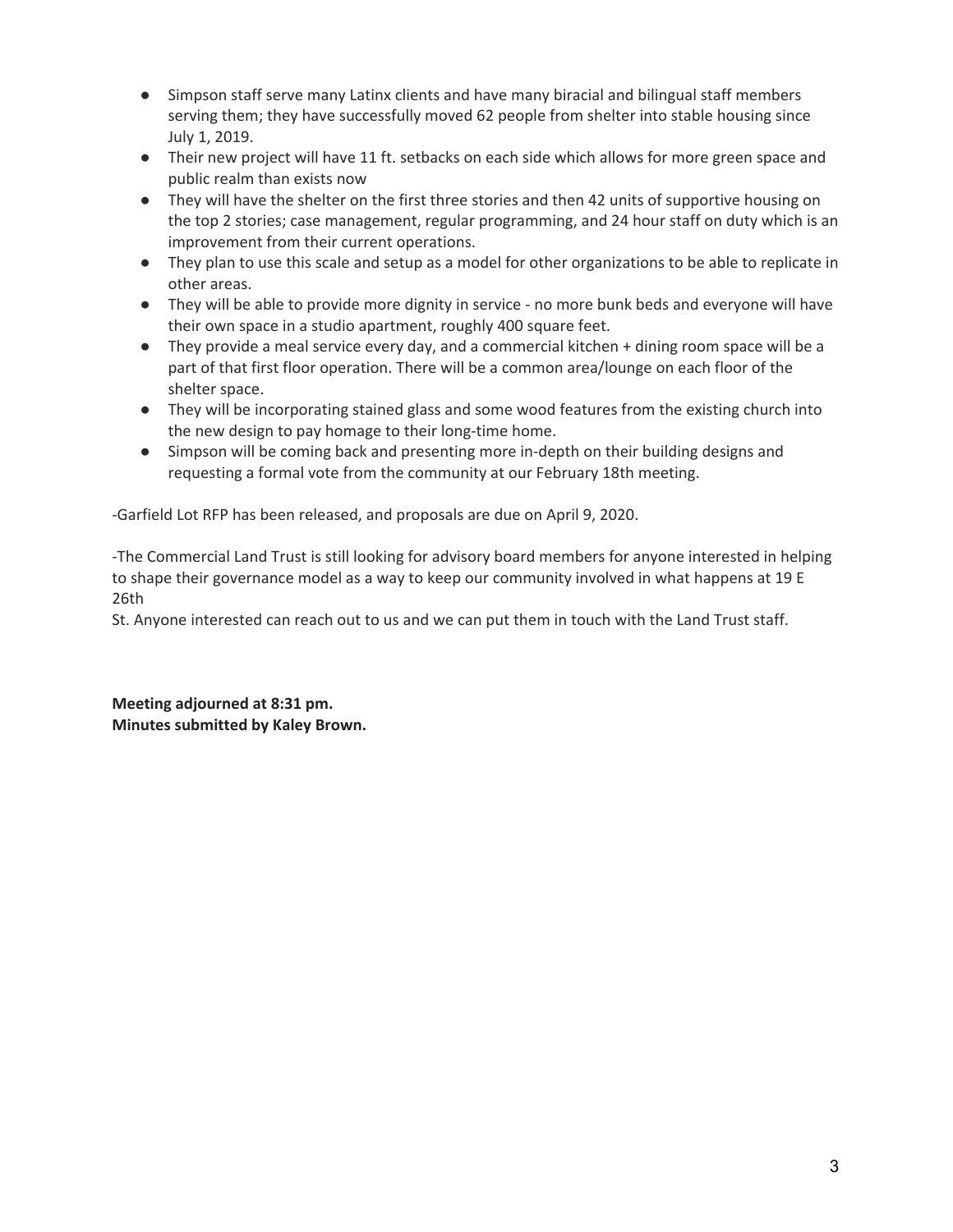- Simpson staff serve many Latinx clients and have many biracial and bilingual staff members serving them; they have successfully moved 62 people from shelter into stable housing since July 1, 2019.
- Their new project will have 11 ft. setbacks on each side which allows for more green space and public realm than exists now
- They will have the shelter on the first three stories and then 42 units of supportive housing on the top 2 stories; case management, regular programming, and 24 hour staff on duty which is an improvement from their current operations.
- They plan to use this scale and setup as a model for other organizations to be able to replicate in other areas.
- They will be able to provide more dignity in service - no more bunk beds and everyone will have their own space in a studio apartment, roughly 400 square feet.
- They provide a meal service every day, and a commercial kitchen + dining room space will be a part of that first floor operation. There will be a common area/lounge on each floor of the shelter space.
- They will be incorporating stained glass and some wood features from the existing church into the new design to pay homage to their long-time home.
- Simpson will be coming back and presenting more in-depth on their building designs and requesting a formal vote from the community at our February 18th meeting.

-Garfield Lot RFP has been released, and proposals are due on April 9, 2020.

-The Commercial Land Trust is still looking for advisory board members for anyone interested in helping to shape their governance model as a way to keep our community involved in what happens at 19 E 26th
St. Anyone interested can reach out to us and we can put them in touch with the Land Trust staff.

**Meeting adjourned at 8:31 pm.**
**Minutes submitted by Kaley Brown.**